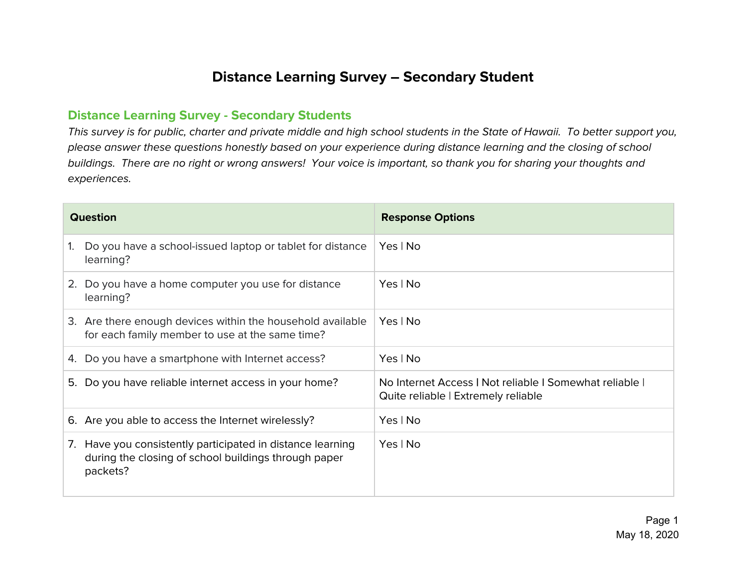# Distance Learning Survey – Secondary Student

## Distance Learning Survey - Secondary Students

*This survey is for public, charter and private middle and high school students in the State of Hawaii. To better support you, please answer these questions honestly based on your experience during distance learning and the closing of school buildings. There are no right or wrong answers! Your voice is important, so thank you for sharing your thoughts and experiences.*

| Question | Response Options |
|---|---|
| 1. Do you have a school-issued laptop or tablet for distance learning? | Yes \| No |
| 2. Do you have a home computer you use for distance learning? | Yes \| No |
| 3. Are there enough devices within the household available for each family member to use at the same time? | Yes \| No |
| 4. Do you have a smartphone with Internet access? | Yes \| No |
| 5. Do you have reliable internet access in your home? | No Internet Access \| Not reliable \| Somewhat reliable \| Quite reliable \| Extremely reliable |
| 6. Are you able to access the Internet wirelessly? | Yes \| No |
| 7. Have you consistently participated in distance learning during the closing of school buildings through paper packets? | Yes \| No |

May 18, 2020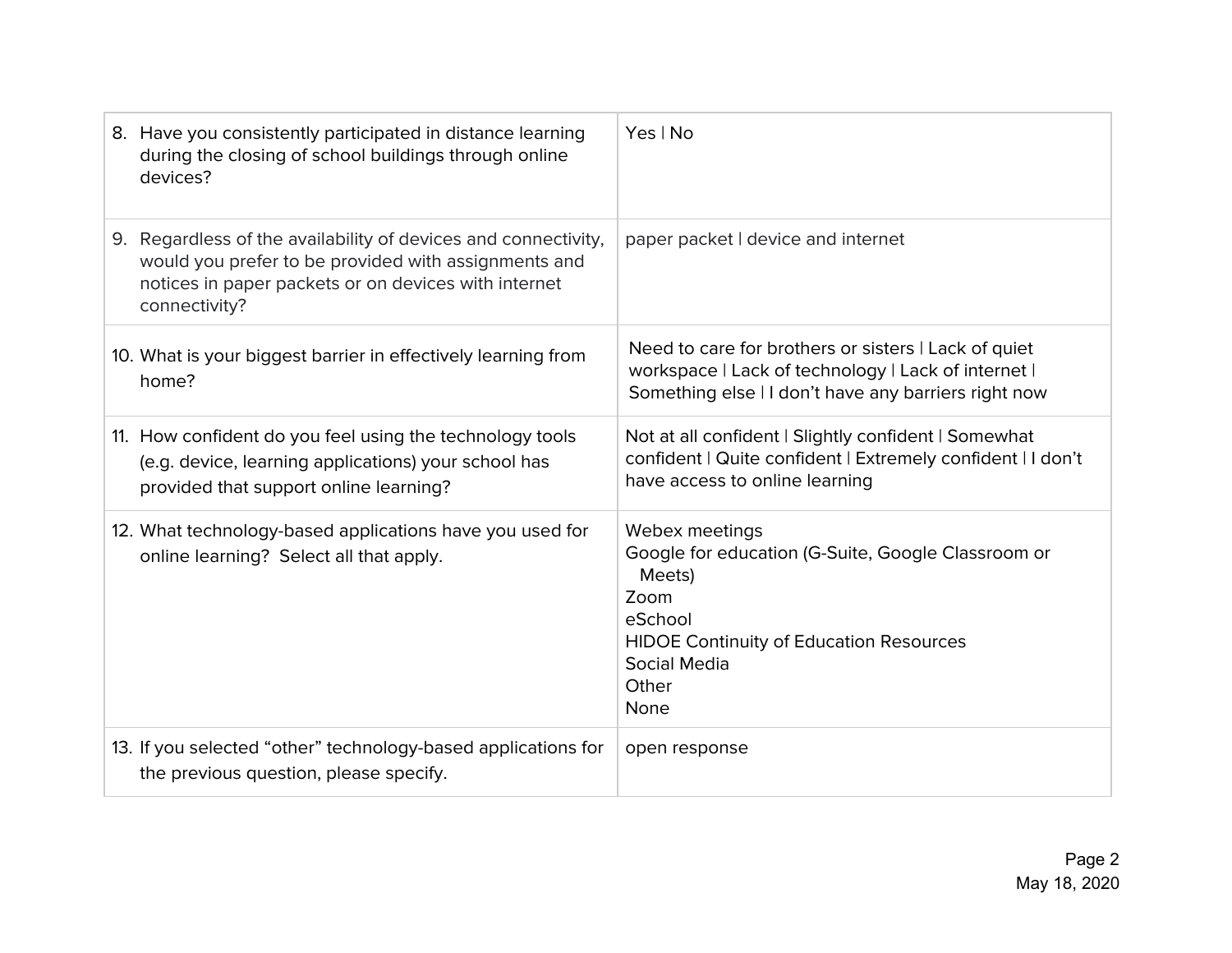| | |
|---|---|
| 8. Have you consistently participated in distance learning during the closing of school buildings through online devices? | Yes \| No |
| 9. Regardless of the availability of devices and connectivity, would you prefer to be provided with assignments and notices in paper packets or on devices with internet connectivity? | paper packet \| device and internet |
| 10. What is your biggest barrier in effectively learning from home? | Need to care for brothers or sisters \| Lack of quiet workspace \| Lack of technology \| Lack of internet \| Something else \| I don't have any barriers right now |
| 11. How confident do you feel using the technology tools (e.g. device, learning applications) your school has provided that support online learning? | Not at all confident \| Slightly confident \| Somewhat confident \| Quite confident \| Extremely confident \| I don't have access to online learning |
| 12. What technology-based applications have you used for online learning? Select all that apply. | Webex meetings<br>Google for education (G-Suite, Google Classroom or Meets)<br>Zoom<br>eSchool<br>HIDOE Continuity of Education Resources<br>Social Media<br>Other<br>None |
| 13. If you selected "other" technology-based applications for the previous question, please specify. | open response |

May 18, 2020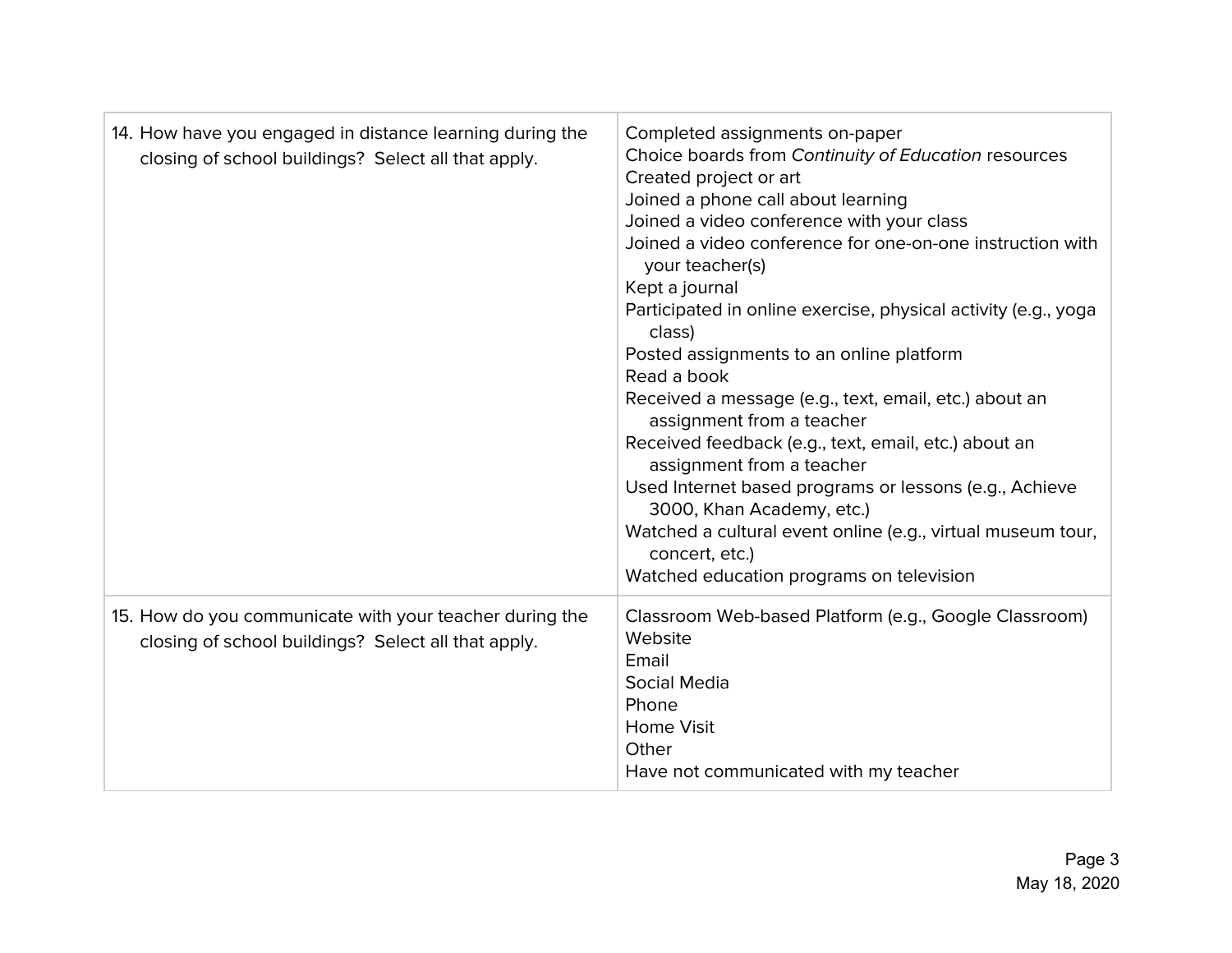| | |
|---|---|
| 14. How have you engaged in distance learning during the closing of school buildings? Select all that apply. | Completed assignments on-paper<br>Choice boards from *Continuity of Education* resources<br>Created project or art<br>Joined a phone call about learning<br>Joined a video conference with your class<br>Joined a video conference for one-on-one instruction with your teacher(s)<br>Kept a journal<br>Participated in online exercise, physical activity (e.g., yoga class)<br>Posted assignments to an online platform<br>Read a book<br>Received a message (e.g., text, email, etc.) about an assignment from a teacher<br>Received feedback (e.g., text, email, etc.) about an assignment from a teacher<br>Used Internet based programs or lessons (e.g., Achieve 3000, Khan Academy, etc.)<br>Watched a cultural event online (e.g., virtual museum tour, concert, etc.)<br>Watched education programs on television |
| 15. How do you communicate with your teacher during the closing of school buildings? Select all that apply. | Classroom Web-based Platform (e.g., Google Classroom)<br>Website<br>Email<br>Social Media<br>Phone<br>Home Visit<br>Other<br>Have not communicated with my teacher |

May 18, 2020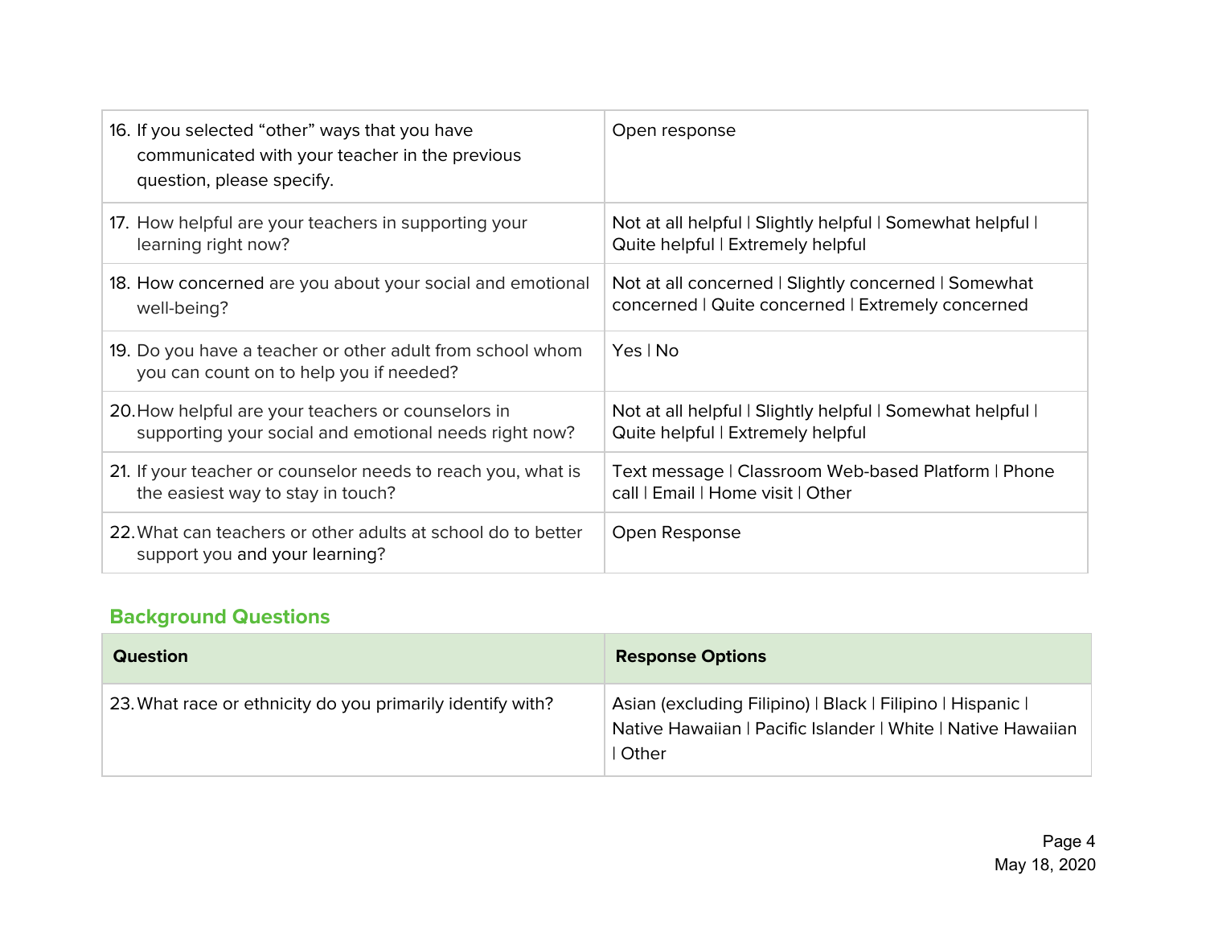| | |
|---|---|
| 16. If you selected “other” ways that you have communicated with your teacher in the previous question, please specify. | Open response |
| 17. How helpful are your teachers in supporting your learning right now? | Not at all helpful \| Slightly helpful \| Somewhat helpful \| Quite helpful \| Extremely helpful |
| 18. How concerned are you about your social and emotional well-being? | Not at all concerned \| Slightly concerned \| Somewhat concerned \| Quite concerned \| Extremely concerned |
| 19. Do you have a teacher or other adult from school whom you can count on to help you if needed? | Yes \| No |
| 20. How helpful are your teachers or counselors in supporting your social and emotional needs right now? | Not at all helpful \| Slightly helpful \| Somewhat helpful \| Quite helpful \| Extremely helpful |
| 21. If your teacher or counselor needs to reach you, what is the easiest way to stay in touch? | Text message \| Classroom Web-based Platform \| Phone call \| Email \| Home visit \| Other |
| 22. What can teachers or other adults at school do to better support you and your learning? | Open Response |

## Background Questions

| Question | Response Options |
|---|---|
| 23. What race or ethnicity do you primarily identify with? | Asian (excluding Filipino) \| Black \| Filipino \| Hispanic \| Native Hawaiian \| Pacific Islander \| White \| Native Hawaiian \| Other |

May 18, 2020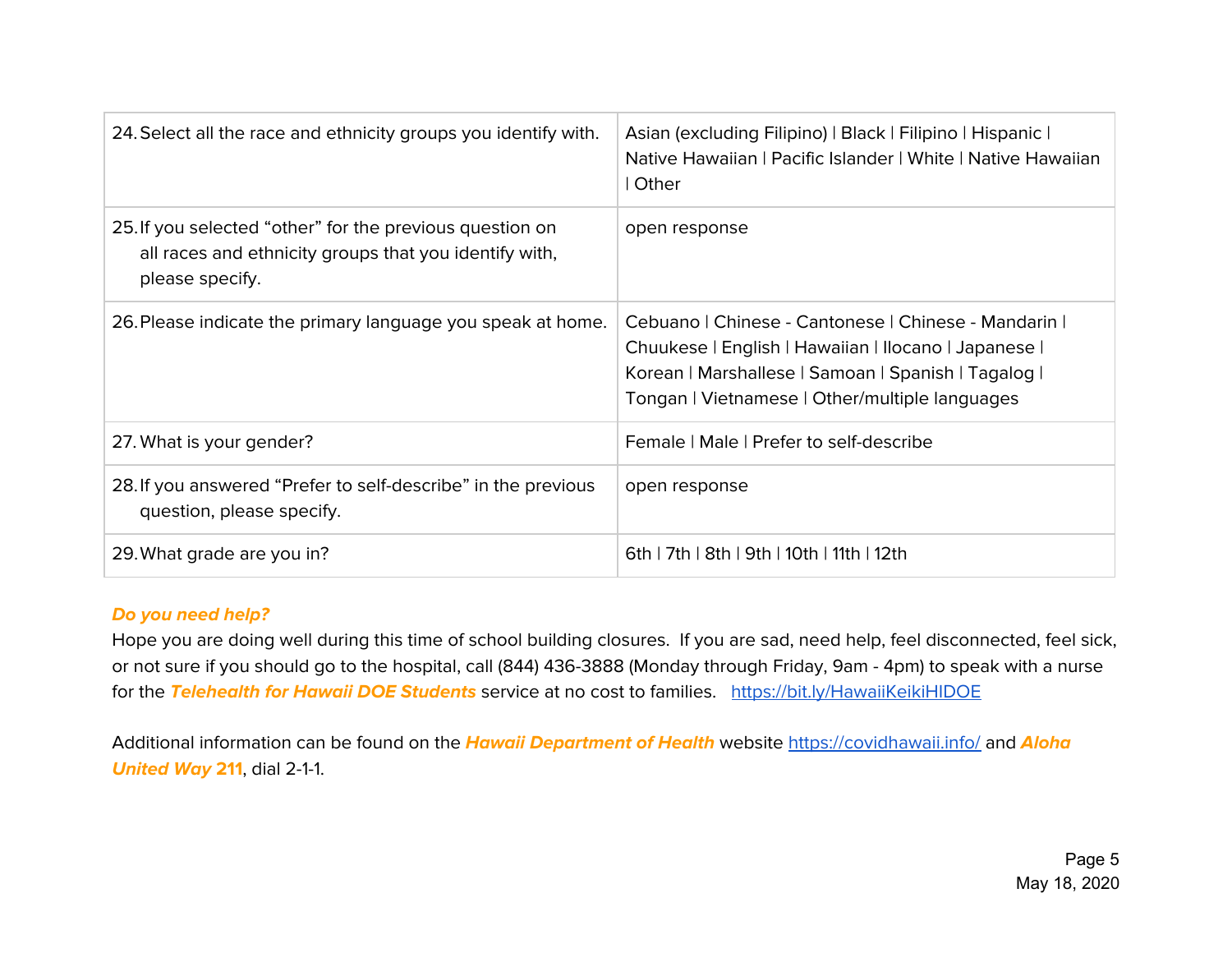| | |
|---|---|
| 24. Select all the race and ethnicity groups you identify with. | Asian (excluding Filipino) \| Black \| Filipino \| Hispanic \| Native Hawaiian \| Pacific Islander \| White \| Native Hawaiian \| Other |
| 25. If you selected “other” for the previous question on all races and ethnicity groups that you identify with, please specify. | open response |
| 26. Please indicate the primary language you speak at home. | Cebuano \| Chinese - Cantonese \| Chinese - Mandarin \| Chuukese \| English \| Hawaiian \| Ilocano \| Japanese \| Korean \| Marshallese \| Samoan \| Spanish \| Tagalog \| Tongan \| Vietnamese \| Other/multiple languages |
| 27. What is your gender? | Female \| Male \| Prefer to self-describe |
| 28. If you answered “Prefer to self-describe” in the previous question, please specify. | open response |
| 29. What grade are you in? | 6th \| 7th \| 8th \| 9th \| 10th \| 11th \| 12th |

***Do you need help?***

Hope you are doing well during this time of school building closures. If you are sad, need help, feel disconnected, feel sick, or not sure if you should go to the hospital, call (844) 436-3888 (Monday through Friday, 9am - 4pm) to speak with a nurse for the ***Telehealth for Hawaii DOE Students*** service at no cost to families. https://bit.ly/HawaiiKeikiHIDOE

Additional information can be found on the ***Hawaii Department of Health*** website https://covidhawaii.info/ and ***Aloha United Way 211***, dial 2-1-1.

May 18, 2020